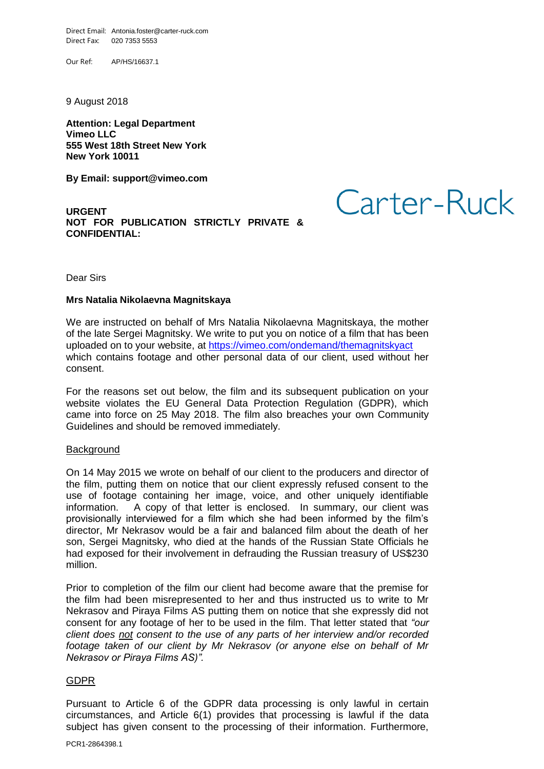Direct Email: Antonia.foster@carter-ruck.com
Direct Fax: 020 7353 5553

Our Ref: AP/HS/16637.1

9 August 2018

**Attention: Legal Department**
**Vimeo LLC**
**555 West 18th Street New York**
**New York 10011**

**By Email: support@vimeo.com**

Carter-Ruck

**URGENT**
**NOT FOR PUBLICATION STRICTLY PRIVATE & CONFIDENTIAL:**

Dear Sirs

**Mrs Natalia Nikolaevna Magnitskaya**

We are instructed on behalf of Mrs Natalia Nikolaevna Magnitskaya, the mother of the late Sergei Magnitsky. We write to put you on notice of a film that has been uploaded on to your website, at https://vimeo.com/ondemand/themagnitskyact which contains footage and other personal data of our client, used without her consent.

For the reasons set out below, the film and its subsequent publication on your website violates the EU General Data Protection Regulation (GDPR), which came into force on 25 May 2018. The film also breaches your own Community Guidelines and should be removed immediately.

Background

On 14 May 2015 we wrote on behalf of our client to the producers and director of the film, putting them on notice that our client expressly refused consent to the use of footage containing her image, voice, and other uniquely identifiable information. A copy of that letter is enclosed. In summary, our client was provisionally interviewed for a film which she had been informed by the film's director, Mr Nekrasov would be a fair and balanced film about the death of her son, Sergei Magnitsky, who died at the hands of the Russian State Officials he had exposed for their involvement in defrauding the Russian treasury of US$230 million.

Prior to completion of the film our client had become aware that the premise for the film had been misrepresented to her and thus instructed us to write to Mr Nekrasov and Piraya Films AS putting them on notice that she expressly did not consent for any footage of her to be used in the film. That letter stated that *"our client does not consent to the use of any parts of her interview and/or recorded footage taken of our client by Mr Nekrasov (or anyone else on behalf of Mr Nekrasov or Piraya Films AS)".*

GDPR

Pursuant to Article 6 of the GDPR data processing is only lawful in certain circumstances, and Article 6(1) provides that processing is lawful if the data subject has given consent to the processing of their information. Furthermore,

PCR1-2864398.1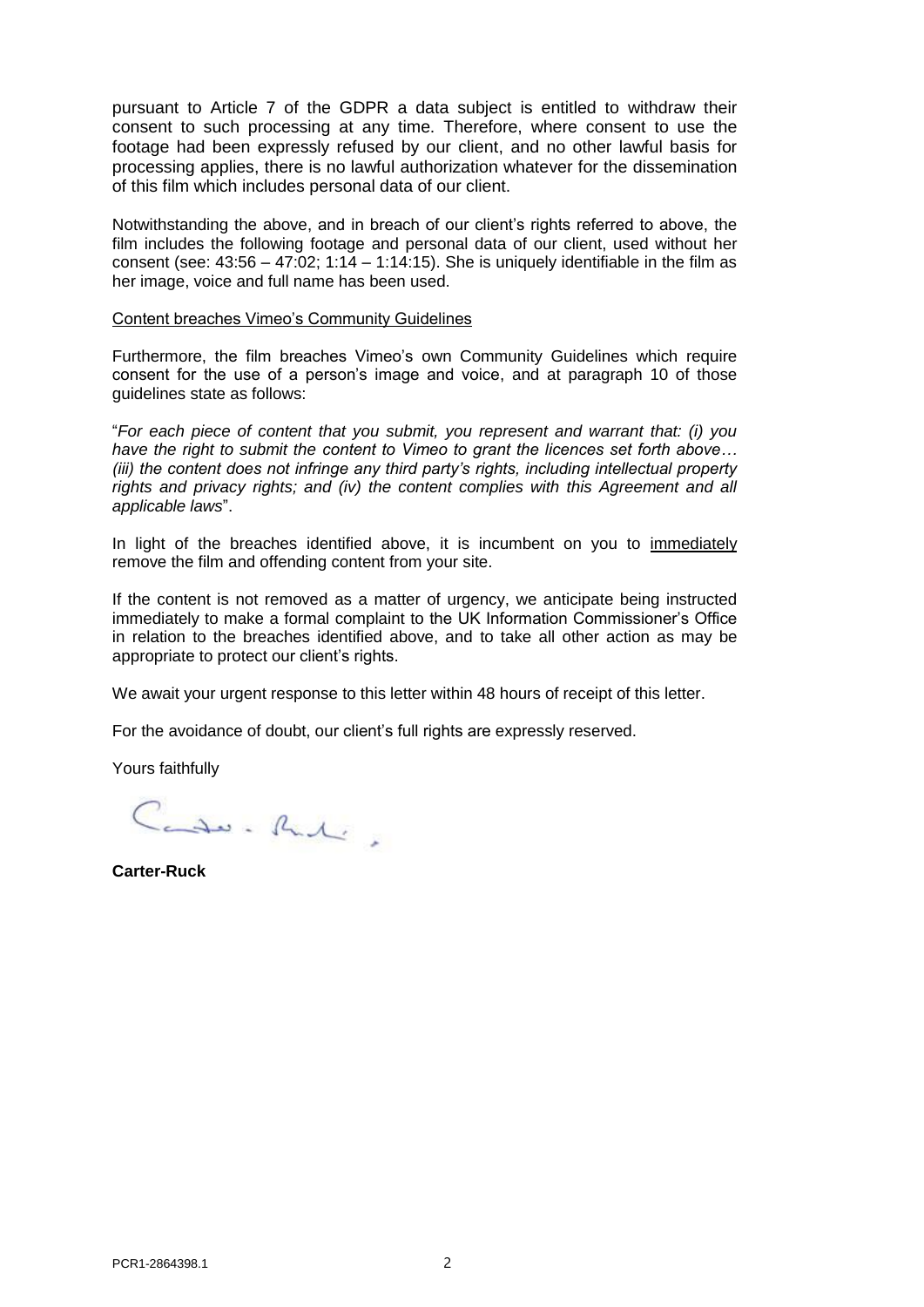pursuant to Article 7 of the GDPR a data subject is entitled to withdraw their consent to such processing at any time. Therefore, where consent to use the footage had been expressly refused by our client, and no other lawful basis for processing applies, there is no lawful authorization whatever for the dissemination of this film which includes personal data of our client.

Notwithstanding the above, and in breach of our client's rights referred to above, the film includes the following footage and personal data of our client, used without her consent (see: 43:56 – 47:02; 1:14 – 1:14:15). She is uniquely identifiable in the film as her image, voice and full name has been used.

<u>Content breaches Vimeo's Community Guidelines</u>

Furthermore, the film breaches Vimeo's own Community Guidelines which require consent for the use of a person's image and voice, and at paragraph 10 of those guidelines state as follows:

"*For each piece of content that you submit, you represent and warrant that: (i) you have the right to submit the content to Vimeo to grant the licences set forth above… (iii) the content does not infringe any third party's rights, including intellectual property rights and privacy rights; and (iv) the content complies with this Agreement and all applicable laws*".

In light of the breaches identified above, it is incumbent on you to <u>immediately</u> remove the film and offending content from your site.

If the content is not removed as a matter of urgency, we anticipate being instructed immediately to make a formal complaint to the UK Information Commissioner's Office in relation to the breaches identified above, and to take all other action as may be appropriate to protect our client's rights.

We await your urgent response to this letter within 48 hours of receipt of this letter.

For the avoidance of doubt, our client's full rights are expressly reserved.

Yours faithfully

Carter-Ruck

**Carter-Ruck**

PCR1-2864398.1